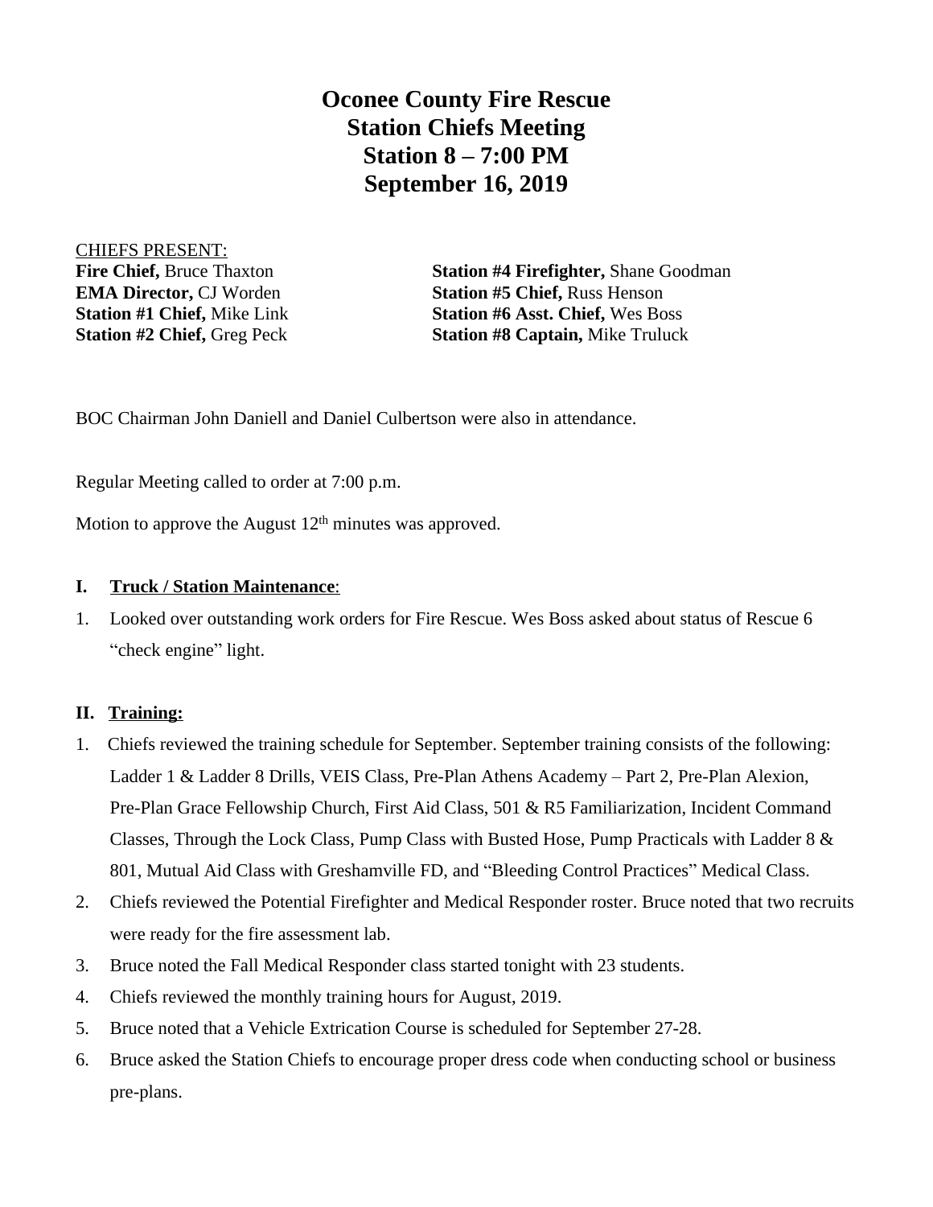# Oconee County Fire Rescue
# Station Chiefs Meeting
# Station 8 – 7:00 PM
# September 16, 2019

CHIEFS PRESENT:

**Fire Chief,** Bruce Thaxton
**EMA Director,** CJ Worden
**Station #1 Chief,** Mike Link
**Station #2 Chief,** Greg Peck
**Station #4 Firefighter,** Shane Goodman
**Station #5 Chief,** Russ Henson
**Station #6 Asst. Chief,** Wes Boss
**Station #8 Captain,** Mike Truluck

BOC Chairman John Daniell and Daniel Culbertson were also in attendance.

Regular Meeting called to order at 7:00 p.m.

Motion to approve the August 12th minutes was approved.

## I. Truck / Station Maintenance:

1. Looked over outstanding work orders for Fire Rescue. Wes Boss asked about status of Rescue 6 "check engine" light.

## II. Training:

1. Chiefs reviewed the training schedule for September. September training consists of the following: Ladder 1 & Ladder 8 Drills, VEIS Class, Pre-Plan Athens Academy – Part 2, Pre-Plan Alexion, Pre-Plan Grace Fellowship Church, First Aid Class, 501 & R5 Familiarization, Incident Command Classes, Through the Lock Class, Pump Class with Busted Hose, Pump Practicals with Ladder 8 & 801, Mutual Aid Class with Greshamville FD, and "Bleeding Control Practices" Medical Class.
2. Chiefs reviewed the Potential Firefighter and Medical Responder roster. Bruce noted that two recruits were ready for the fire assessment lab.
3. Bruce noted the Fall Medical Responder class started tonight with 23 students.
4. Chiefs reviewed the monthly training hours for August, 2019.
5. Bruce noted that a Vehicle Extrication Course is scheduled for September 27-28.
6. Bruce asked the Station Chiefs to encourage proper dress code when conducting school or business pre-plans.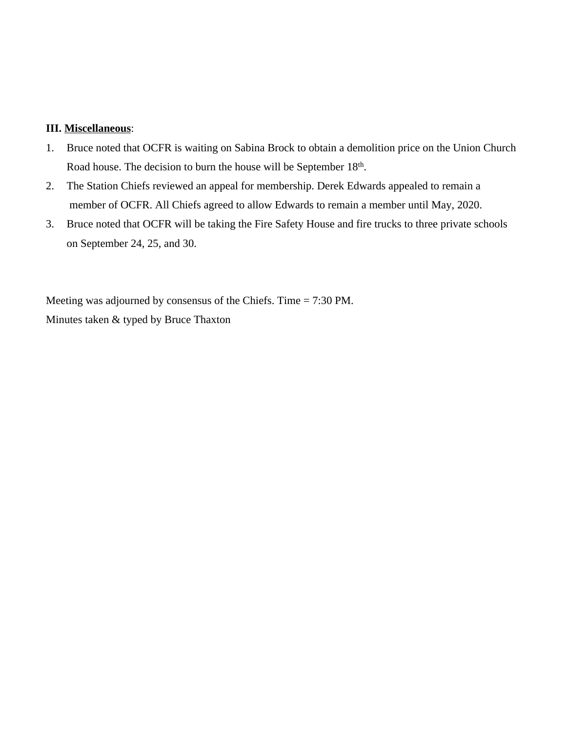**III. Miscellaneous**:

1. Bruce noted that OCFR is waiting on Sabina Brock to obtain a demolition price on the Union Church Road house. The decision to burn the house will be September 18th.
2. The Station Chiefs reviewed an appeal for membership. Derek Edwards appealed to remain a member of OCFR. All Chiefs agreed to allow Edwards to remain a member until May, 2020.
3. Bruce noted that OCFR will be taking the Fire Safety House and fire trucks to three private schools on September 24, 25, and 30.

Meeting was adjourned by consensus of the Chiefs. Time = 7:30 PM.

Minutes taken & typed by Bruce Thaxton